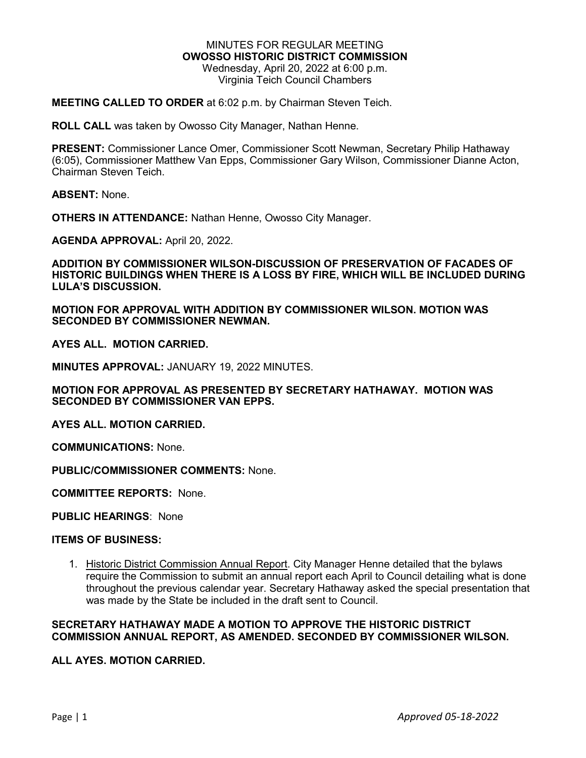MINUTES FOR REGULAR MEETING
**OWOSSO HISTORIC DISTRICT COMMISSION**
Wednesday, April 20, 2022 at 6:00 p.m.
Virginia Teich Council Chambers

**MEETING CALLED TO ORDER** at 6:02 p.m. by Chairman Steven Teich.

**ROLL CALL** was taken by Owosso City Manager, Nathan Henne.

**PRESENT:** Commissioner Lance Omer, Commissioner Scott Newman, Secretary Philip Hathaway (6:05), Commissioner Matthew Van Epps, Commissioner Gary Wilson, Commissioner Dianne Acton, Chairman Steven Teich.

**ABSENT:** None.

**OTHERS IN ATTENDANCE:** Nathan Henne, Owosso City Manager.

**AGENDA APPROVAL:** April 20, 2022.

**ADDITION BY COMMISSIONER WILSON-DISCUSSION OF PRESERVATION OF FACADES OF HISTORIC BUILDINGS WHEN THERE IS A LOSS BY FIRE, WHICH WILL BE INCLUDED DURING LULA'S DISCUSSION.**

**MOTION FOR APPROVAL WITH ADDITION BY COMMISSIONER WILSON. MOTION WAS SECONDED BY COMMISSIONER NEWMAN.**

**AYES ALL. MOTION CARRIED.**

**MINUTES APPROVAL:** JANUARY 19, 2022 MINUTES.

**MOTION FOR APPROVAL AS PRESENTED BY SECRETARY HATHAWAY. MOTION WAS SECONDED BY COMMISSIONER VAN EPPS.**

**AYES ALL. MOTION CARRIED.**

**COMMUNICATIONS:** None.

**PUBLIC/COMMISSIONER COMMENTS:** None.

**COMMITTEE REPORTS:** None.

**PUBLIC HEARINGS**: None

**ITEMS OF BUSINESS:**

1. Historic District Commission Annual Report. City Manager Henne detailed that the bylaws require the Commission to submit an annual report each April to Council detailing what is done throughout the previous calendar year. Secretary Hathaway asked the special presentation that was made by the State be included in the draft sent to Council.

**SECRETARY HATHAWAY MADE A MOTION TO APPROVE THE HISTORIC DISTRICT COMMISSION ANNUAL REPORT, AS AMENDED. SECONDED BY COMMISSIONER WILSON.**

**ALL AYES. MOTION CARRIED.**

*Approved 05-18-2022*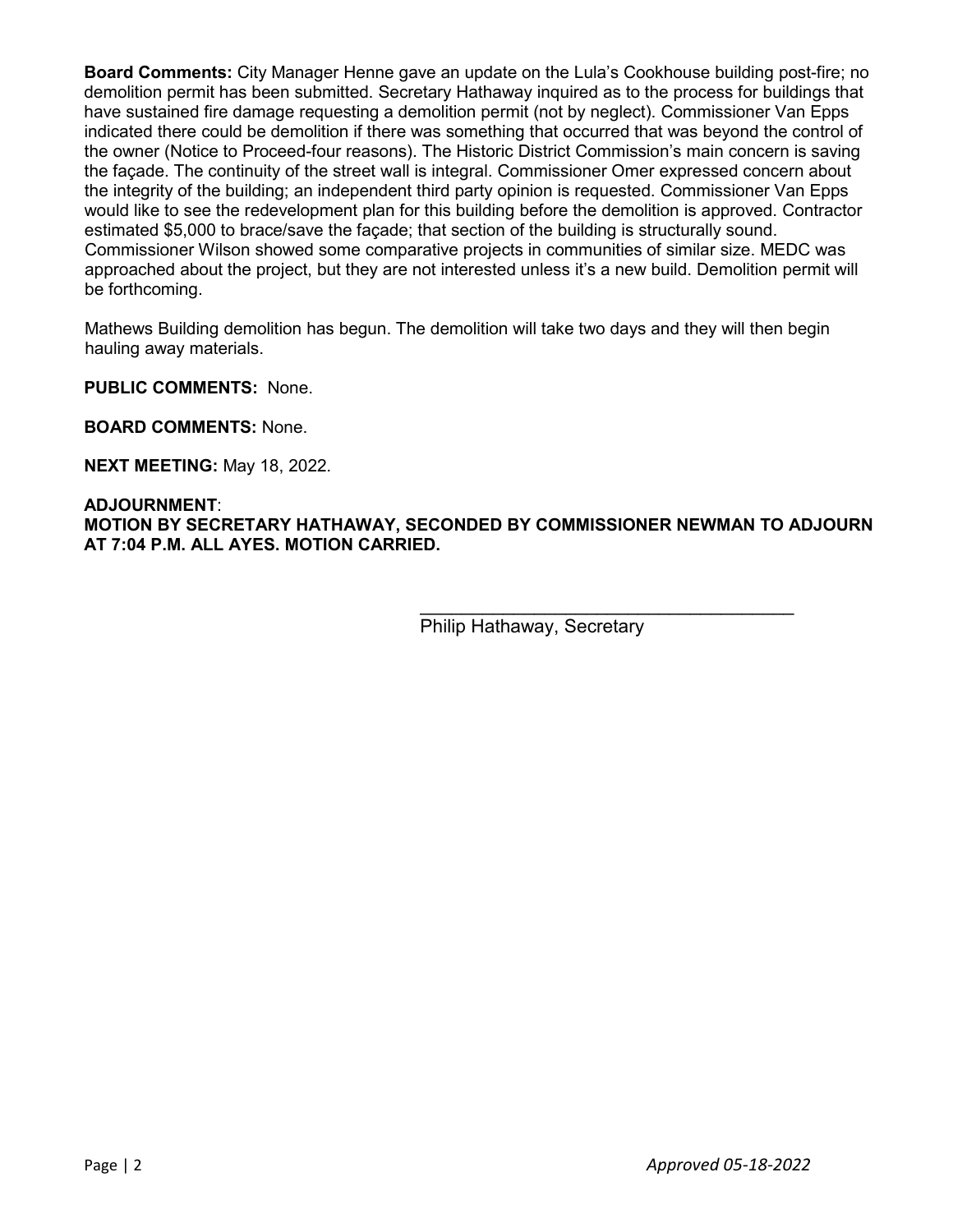**Board Comments:** City Manager Henne gave an update on the Lula's Cookhouse building post-fire; no demolition permit has been submitted. Secretary Hathaway inquired as to the process for buildings that have sustained fire damage requesting a demolition permit (not by neglect). Commissioner Van Epps indicated there could be demolition if there was something that occurred that was beyond the control of the owner (Notice to Proceed-four reasons). The Historic District Commission's main concern is saving the façade. The continuity of the street wall is integral. Commissioner Omer expressed concern about the integrity of the building; an independent third party opinion is requested. Commissioner Van Epps would like to see the redevelopment plan for this building before the demolition is approved. Contractor estimated $5,000 to brace/save the façade; that section of the building is structurally sound. Commissioner Wilson showed some comparative projects in communities of similar size. MEDC was approached about the project, but they are not interested unless it's a new build. Demolition permit will be forthcoming.

Mathews Building demolition has begun. The demolition will take two days and they will then begin hauling away materials.

**PUBLIC COMMENTS:** None.

**BOARD COMMENTS:** None.

**NEXT MEETING:** May 18, 2022.

**ADJOURNMENT**:
**MOTION BY SECRETARY HATHAWAY, SECONDED BY COMMISSIONER NEWMAN TO ADJOURN AT 7:04 P.M. ALL AYES. MOTION CARRIED.**

\_\_\_\_\_\_\_\_\_\_\_\_\_\_\_\_\_\_\_\_\_\_\_\_\_\_\_\_\_\_\_\_\_\_\_\_\_\_
Philip Hathaway, Secretary

*Approved 05-18-2022*